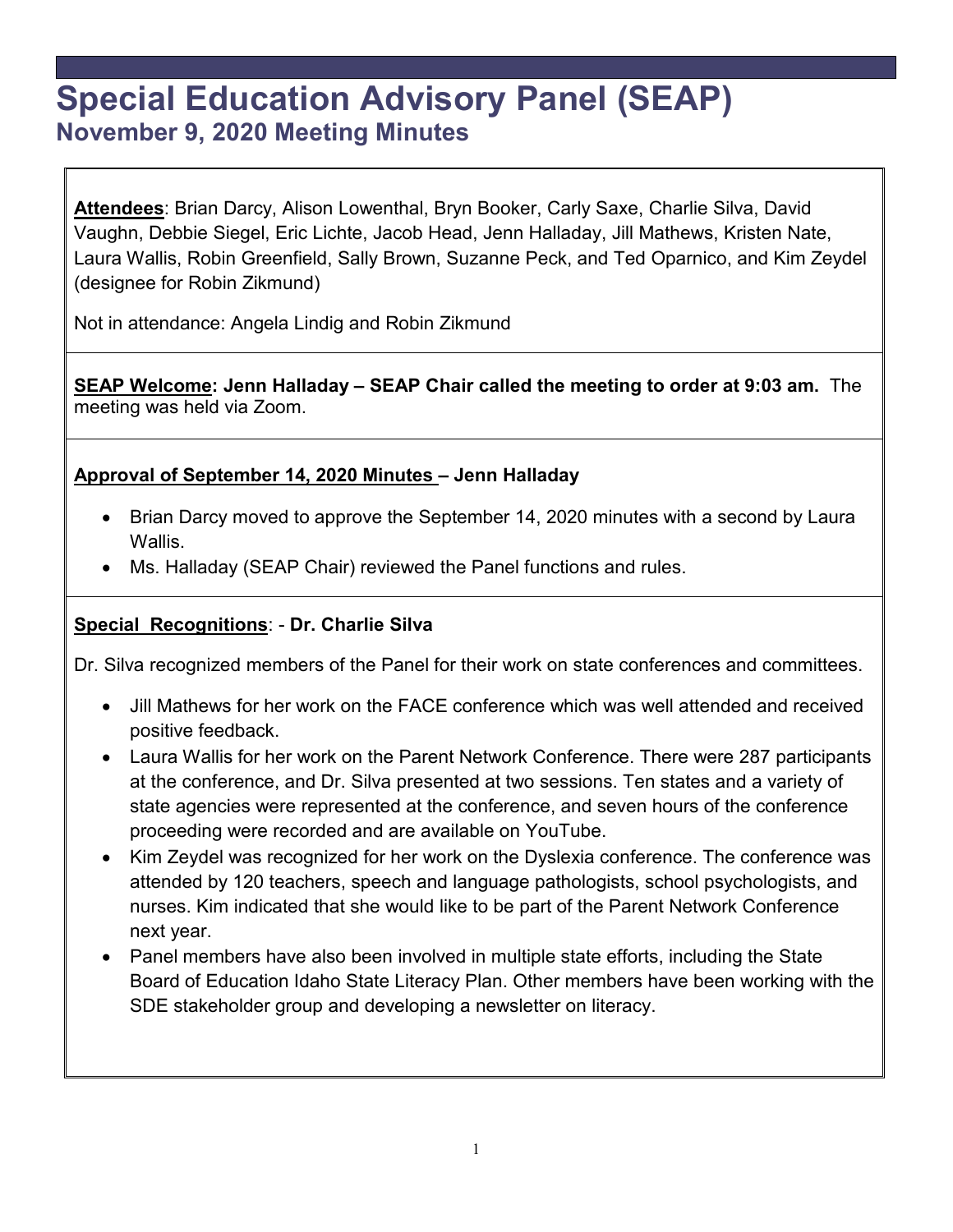# Special Education Advisory Panel (SEAP)

## November 9, 2020 Meeting Minutes

**Attendees**: Brian Darcy, Alison Lowenthal, Bryn Booker, Carly Saxe, Charlie Silva, David Vaughn, Debbie Siegel, Eric Lichte, Jacob Head, Jenn Halladay, Jill Mathews, Kristen Nate, Laura Wallis, Robin Greenfield, Sally Brown, Suzanne Peck, and Ted Oparnico, and Kim Zeydel (designee for Robin Zikmund)

Not in attendance: Angela Lindig and Robin Zikmund

**SEAP Welcome: Jenn Halladay – SEAP Chair called the meeting to order at 9:03 am.** The meeting was held via Zoom.

**Approval of September 14, 2020 Minutes – Jenn Halladay**

- Brian Darcy moved to approve the September 14, 2020 minutes with a second by Laura Wallis.
- Ms. Halladay (SEAP Chair) reviewed the Panel functions and rules.

**Special Recognitions**: - **Dr. Charlie Silva**

Dr. Silva recognized members of the Panel for their work on state conferences and committees.

- Jill Mathews for her work on the FACE conference which was well attended and received positive feedback.
- Laura Wallis for her work on the Parent Network Conference. There were 287 participants at the conference, and Dr. Silva presented at two sessions. Ten states and a variety of state agencies were represented at the conference, and seven hours of the conference proceeding were recorded and are available on YouTube.
- Kim Zeydel was recognized for her work on the Dyslexia conference. The conference was attended by 120 teachers, speech and language pathologists, school psychologists, and nurses. Kim indicated that she would like to be part of the Parent Network Conference next year.
- Panel members have also been involved in multiple state efforts, including the State Board of Education Idaho State Literacy Plan. Other members have been working with the SDE stakeholder group and developing a newsletter on literacy.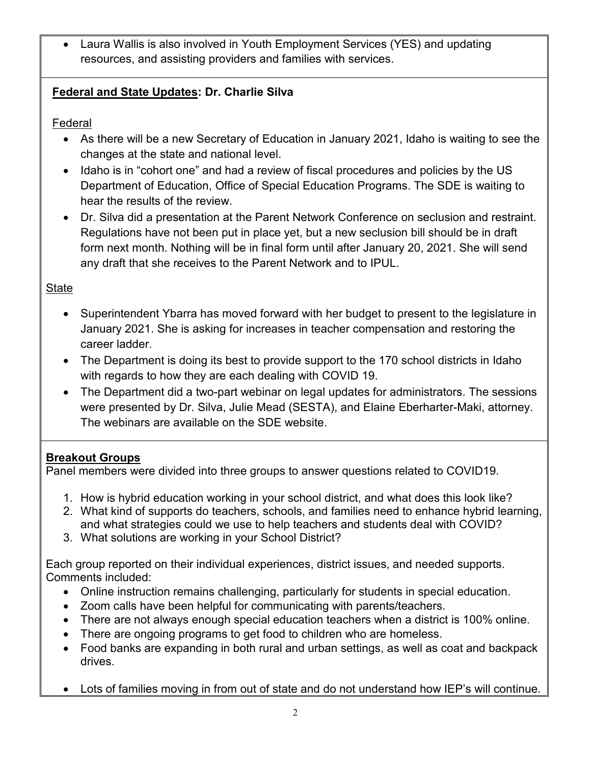- Laura Wallis is also involved in Youth Employment Services (YES) and updating resources, and assisting providers and families with services.

**Federal and State Updates: Dr. Charlie Silva**

Federal

- As there will be a new Secretary of Education in January 2021, Idaho is waiting to see the changes at the state and national level.
- Idaho is in "cohort one" and had a review of fiscal procedures and policies by the US Department of Education, Office of Special Education Programs. The SDE is waiting to hear the results of the review.
- Dr. Silva did a presentation at the Parent Network Conference on seclusion and restraint. Regulations have not been put in place yet, but a new seclusion bill should be in draft form next month. Nothing will be in final form until after January 20, 2021. She will send any draft that she receives to the Parent Network and to IPUL.

State

- Superintendent Ybarra has moved forward with her budget to present to the legislature in January 2021. She is asking for increases in teacher compensation and restoring the career ladder.
- The Department is doing its best to provide support to the 170 school districts in Idaho with regards to how they are each dealing with COVID 19.
- The Department did a two-part webinar on legal updates for administrators. The sessions were presented by Dr. Silva, Julie Mead (SESTA), and Elaine Eberharter-Maki, attorney. The webinars are available on the SDE website.

**Breakout Groups**

Panel members were divided into three groups to answer questions related to COVID19.

1. How is hybrid education working in your school district, and what does this look like?
2. What kind of supports do teachers, schools, and families need to enhance hybrid learning, and what strategies could we use to help teachers and students deal with COVID?
3. What solutions are working in your School District?

Each group reported on their individual experiences, district issues, and needed supports. Comments included:

- Online instruction remains challenging, particularly for students in special education.
- Zoom calls have been helpful for communicating with parents/teachers.
- There are not always enough special education teachers when a district is 100% online.
- There are ongoing programs to get food to children who are homeless.
- Food banks are expanding in both rural and urban settings, as well as coat and backpack drives.
- Lots of families moving in from out of state and do not understand how IEP's will continue.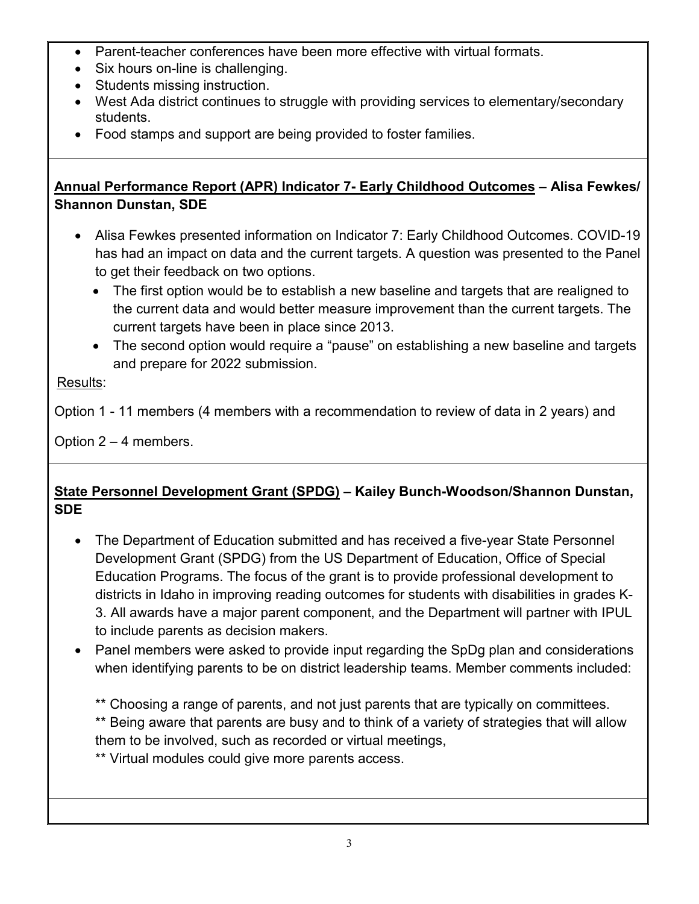- Parent-teacher conferences have been more effective with virtual formats.
- Six hours on-line is challenging.
- Students missing instruction.
- West Ada district continues to struggle with providing services to elementary/secondary students.
- Food stamps and support are being provided to foster families.

**Annual Performance Report (APR) Indicator 7- Early Childhood Outcomes – Alisa Fewkes/ Shannon Dunstan, SDE**

- Alisa Fewkes presented information on Indicator 7: Early Childhood Outcomes. COVID-19 has had an impact on data and the current targets. A question was presented to the Panel to get their feedback on two options.
  - The first option would be to establish a new baseline and targets that are realigned to the current data and would better measure improvement than the current targets. The current targets have been in place since 2013.
  - The second option would require a "pause" on establishing a new baseline and targets and prepare for 2022 submission.

Results:

Option 1 - 11 members (4 members with a recommendation to review of data in 2 years) and

Option 2 – 4 members.

**State Personnel Development Grant (SPDG) – Kailey Bunch-Woodson/Shannon Dunstan, SDE**

- The Department of Education submitted and has received a five-year State Personnel Development Grant (SPDG) from the US Department of Education, Office of Special Education Programs. The focus of the grant is to provide professional development to districts in Idaho in improving reading outcomes for students with disabilities in grades K-3. All awards have a major parent component, and the Department will partner with IPUL to include parents as decision makers.
- Panel members were asked to provide input regarding the SpDg plan and considerations when identifying parents to be on district leadership teams. Member comments included:

  ** Choosing a range of parents, and not just parents that are typically on committees.
  ** Being aware that parents are busy and to think of a variety of strategies that will allow them to be involved, such as recorded or virtual meetings,
  ** Virtual modules could give more parents access.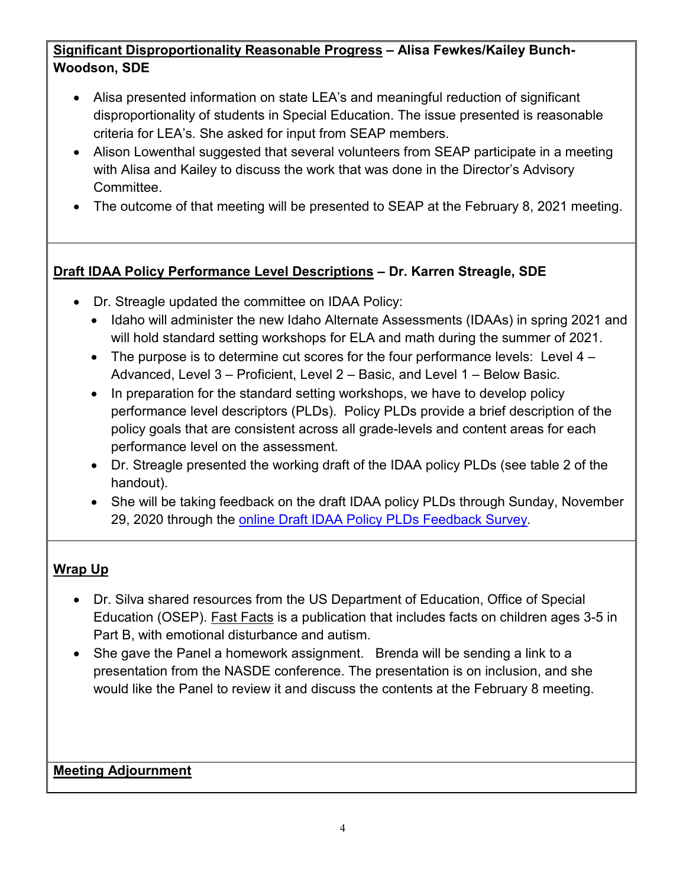**Significant Disproportionality Reasonable Progress – Alisa Fewkes/Kailey Bunch-Woodson, SDE**

- Alisa presented information on state LEA's and meaningful reduction of significant disproportionality of students in Special Education. The issue presented is reasonable criteria for LEA's. She asked for input from SEAP members.
- Alison Lowenthal suggested that several volunteers from SEAP participate in a meeting with Alisa and Kailey to discuss the work that was done in the Director's Advisory Committee.
- The outcome of that meeting will be presented to SEAP at the February 8, 2021 meeting.

**Draft IDAA Policy Performance Level Descriptions – Dr. Karren Streagle, SDE**

- Dr. Streagle updated the committee on IDAA Policy:
  - Idaho will administer the new Idaho Alternate Assessments (IDAAs) in spring 2021 and will hold standard setting workshops for ELA and math during the summer of 2021.
  - The purpose is to determine cut scores for the four performance levels: Level 4 – Advanced, Level 3 – Proficient, Level 2 – Basic, and Level 1 – Below Basic.
  - In preparation for the standard setting workshops, we have to develop policy performance level descriptors (PLDs). Policy PLDs provide a brief description of the policy goals that are consistent across all grade-levels and content areas for each performance level on the assessment.
  - Dr. Streagle presented the working draft of the IDAA policy PLDs (see table 2 of the handout).
  - She will be taking feedback on the draft IDAA policy PLDs through Sunday, November 29, 2020 through the online Draft IDAA Policy PLDs Feedback Survey.

**Wrap Up**

- Dr. Silva shared resources from the US Department of Education, Office of Special Education (OSEP). Fast Facts is a publication that includes facts on children ages 3-5 in Part B, with emotional disturbance and autism.
- She gave the Panel a homework assignment. Brenda will be sending a link to a presentation from the NASDE conference. The presentation is on inclusion, and she would like the Panel to review it and discuss the contents at the February 8 meeting.

**Meeting Adjournment**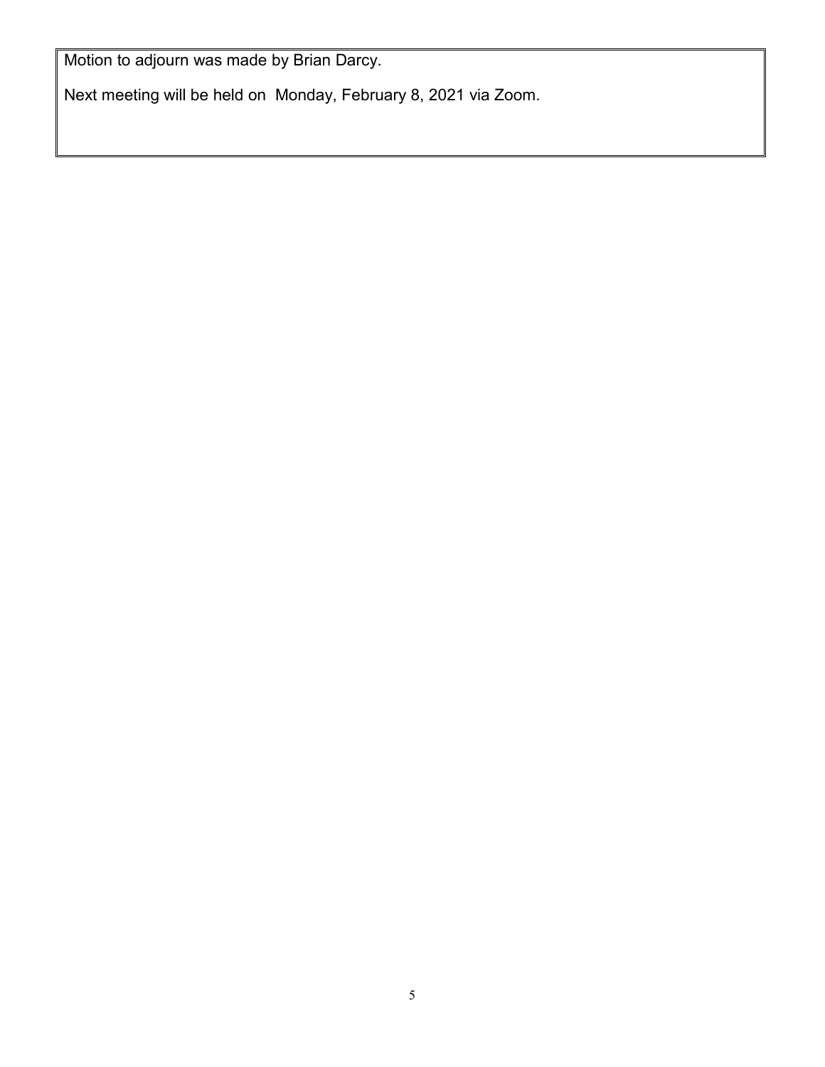Motion to adjourn was made by Brian Darcy.

Next meeting will be held on Monday, February 8, 2021 via Zoom.